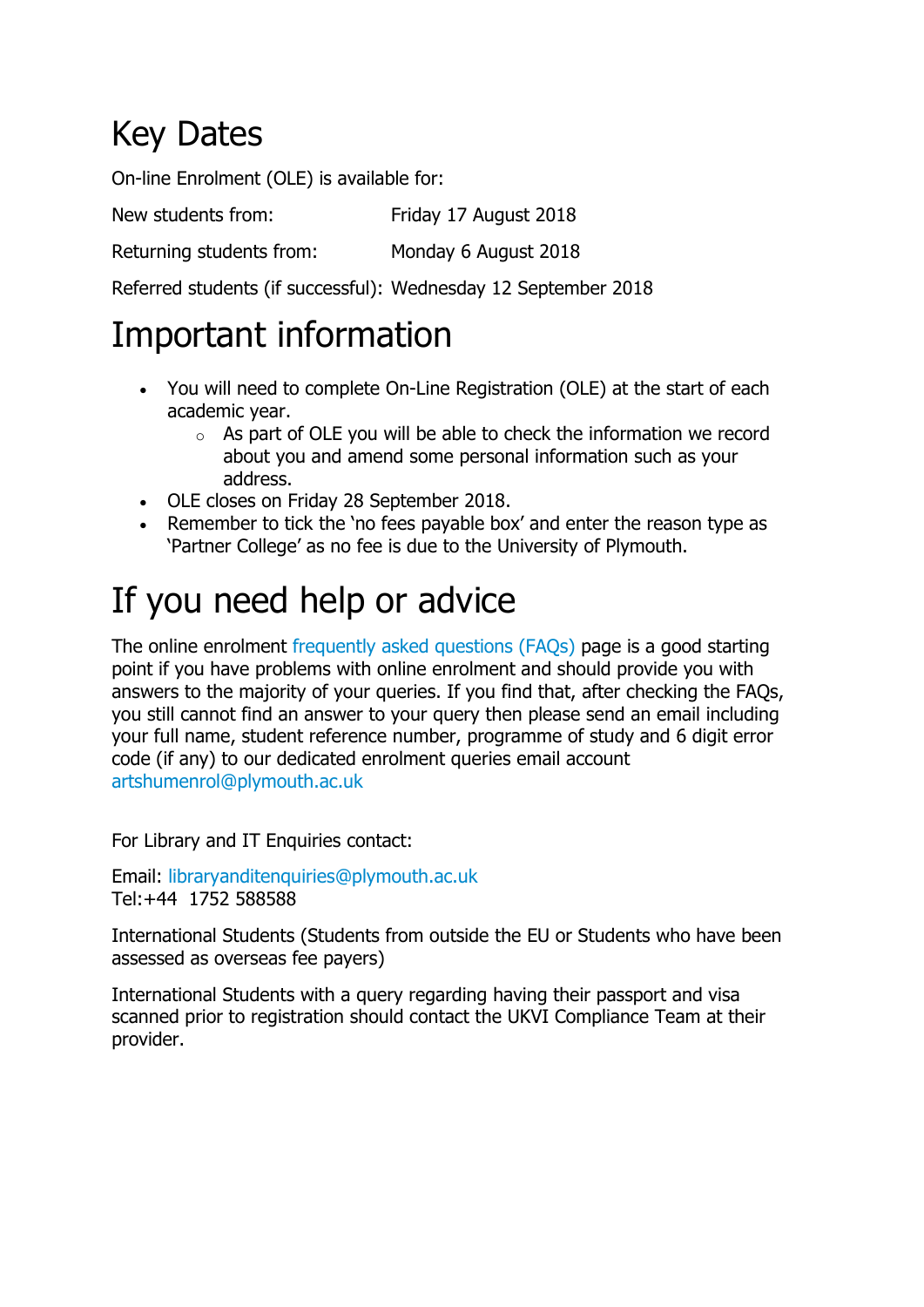# Key Dates

On-line Enrolment (OLE) is available for:

| | |
|---|---|
| New students from: | Friday 17 August 2018 |
| Returning students from: | Monday 6 August 2018 |
| Referred students (if successful): | Wednesday 12 September 2018 |

# Important information

- You will need to complete On-Line Registration (OLE) at the start of each academic year.
  - As part of OLE you will be able to check the information we record about you and amend some personal information such as your address.
- OLE closes on Friday 28 September 2018.
- Remember to tick the 'no fees payable box' and enter the reason type as 'Partner College' as no fee is due to the University of Plymouth.

# If you need help or advice

The online enrolment frequently asked questions (FAQs) page is a good starting point if you have problems with online enrolment and should provide you with answers to the majority of your queries. If you find that, after checking the FAQs, you still cannot find an answer to your query then please send an email including your full name, student reference number, programme of study and 6 digit error code (if any) to our dedicated enrolment queries email account artshumenrol@plymouth.ac.uk

For Library and IT Enquiries contact:

Email: libraryanditenquiries@plymouth.ac.uk
Tel:+44 1752 588588

International Students (Students from outside the EU or Students who have been assessed as overseas fee payers)

International Students with a query regarding having their passport and visa scanned prior to registration should contact the UKVI Compliance Team at their provider.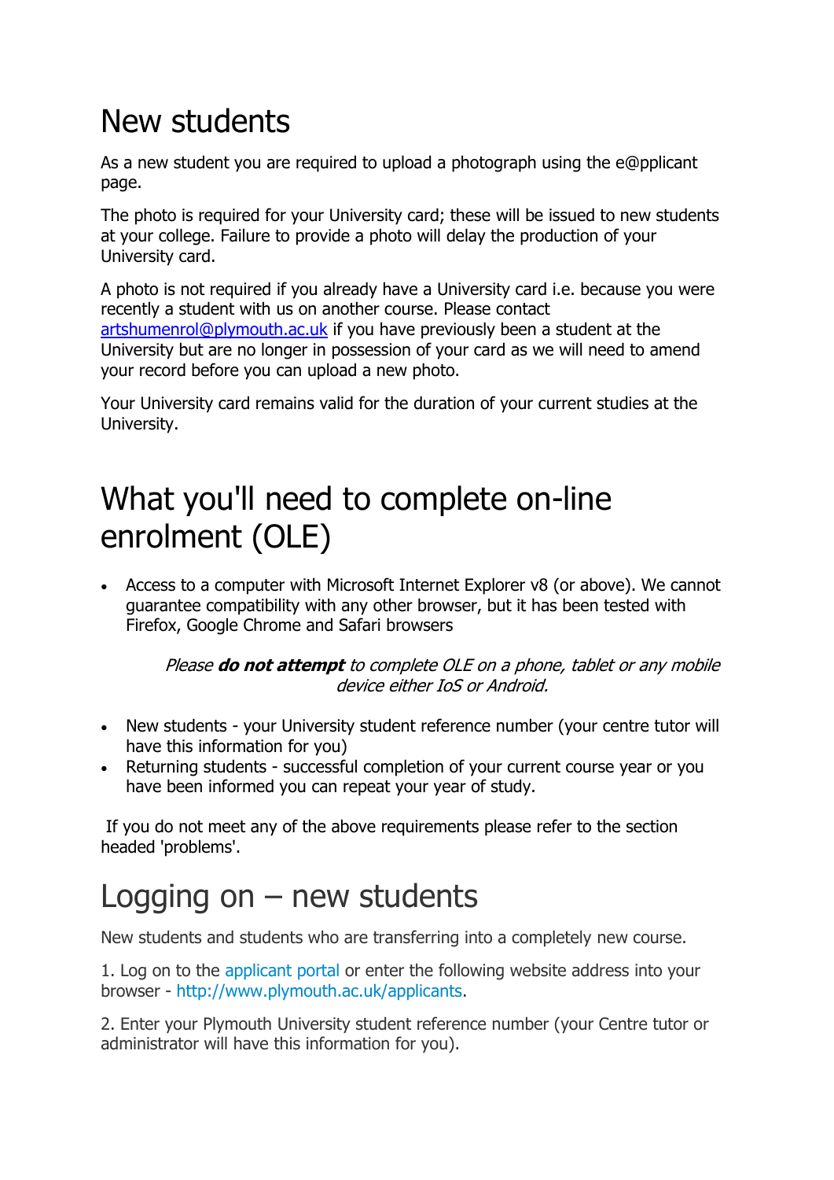# New students

As a new student you are required to upload a photograph using the e@pplicant page.

The photo is required for your University card; these will be issued to new students at your college. Failure to provide a photo will delay the production of your University card.

A photo is not required if you already have a University card i.e. because you were recently a student with us on another course. Please contact artshumenrol@plymouth.ac.uk if you have previously been a student at the University but are no longer in possession of your card as we will need to amend your record before you can upload a new photo.

Your University card remains valid for the duration of your current studies at the University.

# What you'll need to complete on-line enrolment (OLE)

- Access to a computer with Microsoft Internet Explorer v8 (or above). We cannot guarantee compatibility with any other browser, but it has been tested with Firefox, Google Chrome and Safari browsers

*Please **do not attempt** to complete OLE on a phone, tablet or any mobile device either IoS or Android.*

- New students - your University student reference number (your centre tutor will have this information for you)
- Returning students - successful completion of your current course year or you have been informed you can repeat your year of study.

If you do not meet any of the above requirements please refer to the section headed 'problems'.

# Logging on – new students

New students and students who are transferring into a completely new course.

1. Log on to the applicant portal or enter the following website address into your browser - http://www.plymouth.ac.uk/applicants.

2. Enter your Plymouth University student reference number (your Centre tutor or administrator will have this information for you).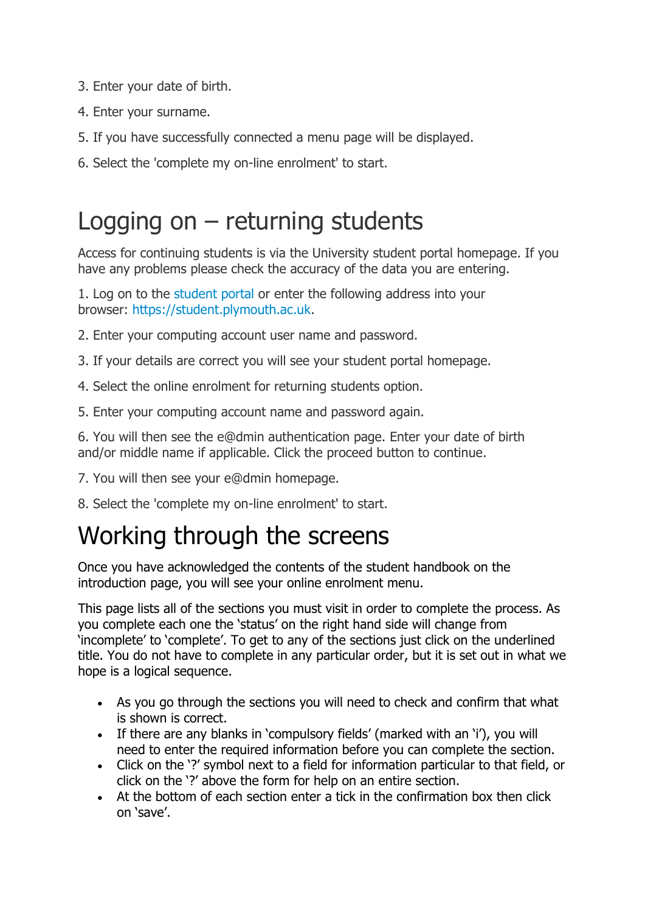3. Enter your date of birth.

4. Enter your surname.

5. If you have successfully connected a menu page will be displayed.

6. Select the 'complete my on-line enrolment' to start.

# Logging on – returning students

Access for continuing students is via the University student portal homepage. If you have any problems please check the accuracy of the data you are entering.

1. Log on to the student portal or enter the following address into your browser: https://student.plymouth.ac.uk.

2. Enter your computing account user name and password.

3. If your details are correct you will see your student portal homepage.

4. Select the online enrolment for returning students option.

5. Enter your computing account name and password again.

6. You will then see the e@dmin authentication page. Enter your date of birth and/or middle name if applicable. Click the proceed button to continue.

7. You will then see your e@dmin homepage.

8. Select the 'complete my on-line enrolment' to start.

# Working through the screens

Once you have acknowledged the contents of the student handbook on the introduction page, you will see your online enrolment menu.

This page lists all of the sections you must visit in order to complete the process. As you complete each one the 'status' on the right hand side will change from 'incomplete' to 'complete'. To get to any of the sections just click on the underlined title. You do not have to complete in any particular order, but it is set out in what we hope is a logical sequence.

- As you go through the sections you will need to check and confirm that what is shown is correct.
- If there are any blanks in 'compulsory fields' (marked with an 'i'), you will need to enter the required information before you can complete the section.
- Click on the '?' symbol next to a field for information particular to that field, or click on the '?' above the form for help on an entire section.
- At the bottom of each section enter a tick in the confirmation box then click on 'save'.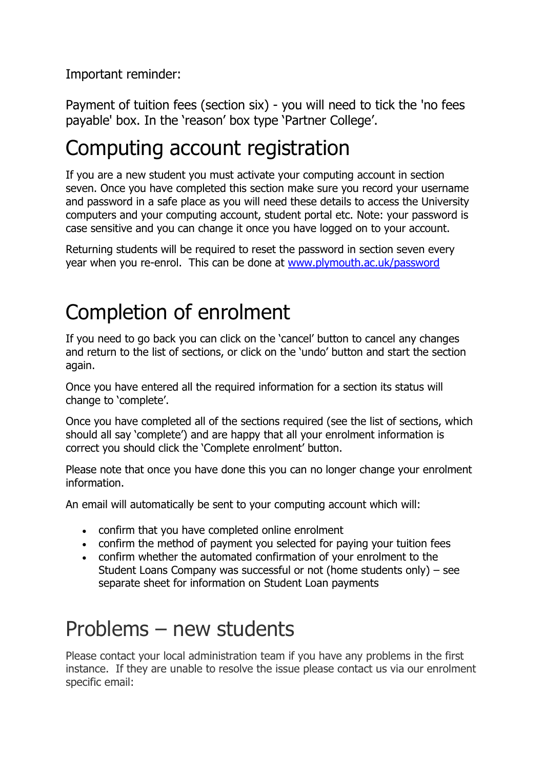Important reminder:

Payment of tuition fees (section six) - you will need to tick the 'no fees payable' box. In the 'reason' box type 'Partner College'.

# Computing account registration

If you are a new student you must activate your computing account in section seven. Once you have completed this section make sure you record your username and password in a safe place as you will need these details to access the University computers and your computing account, student portal etc. Note: your password is case sensitive and you can change it once you have logged on to your account.

Returning students will be required to reset the password in section seven every year when you re-enrol. This can be done at [www.plymouth.ac.uk/password](www.plymouth.ac.uk/password)

# Completion of enrolment

If you need to go back you can click on the 'cancel' button to cancel any changes and return to the list of sections, or click on the 'undo' button and start the section again.

Once you have entered all the required information for a section its status will change to 'complete'.

Once you have completed all of the sections required (see the list of sections, which should all say 'complete') and are happy that all your enrolment information is correct you should click the 'Complete enrolment' button.

Please note that once you have done this you can no longer change your enrolment information.

An email will automatically be sent to your computing account which will:

- confirm that you have completed online enrolment
- confirm the method of payment you selected for paying your tuition fees
- confirm whether the automated confirmation of your enrolment to the Student Loans Company was successful or not (home students only) – see separate sheet for information on Student Loan payments

# Problems – new students

Please contact your local administration team if you have any problems in the first instance. If they are unable to resolve the issue please contact us via our enrolment specific email: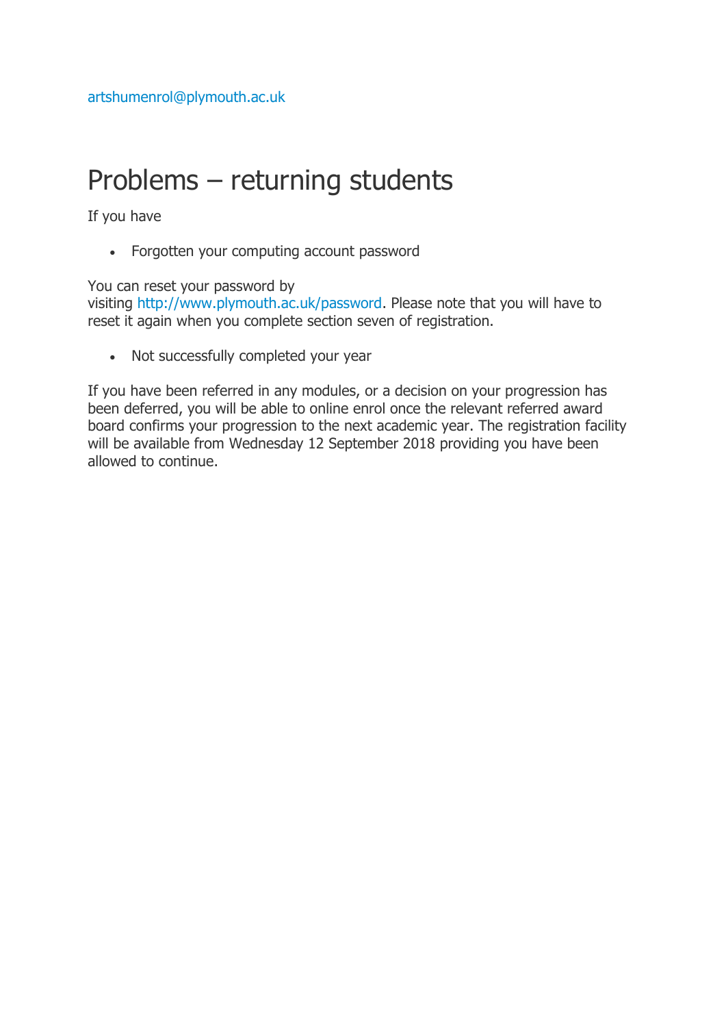artshumenrol@plymouth.ac.uk

# Problems – returning students

If you have

- Forgotten your computing account password

You can reset your password by visiting http://www.plymouth.ac.uk/password. Please note that you will have to reset it again when you complete section seven of registration.

- Not successfully completed your year

If you have been referred in any modules, or a decision on your progression has been deferred, you will be able to online enrol once the relevant referred award board confirms your progression to the next academic year. The registration facility will be available from Wednesday 12 September 2018 providing you have been allowed to continue.